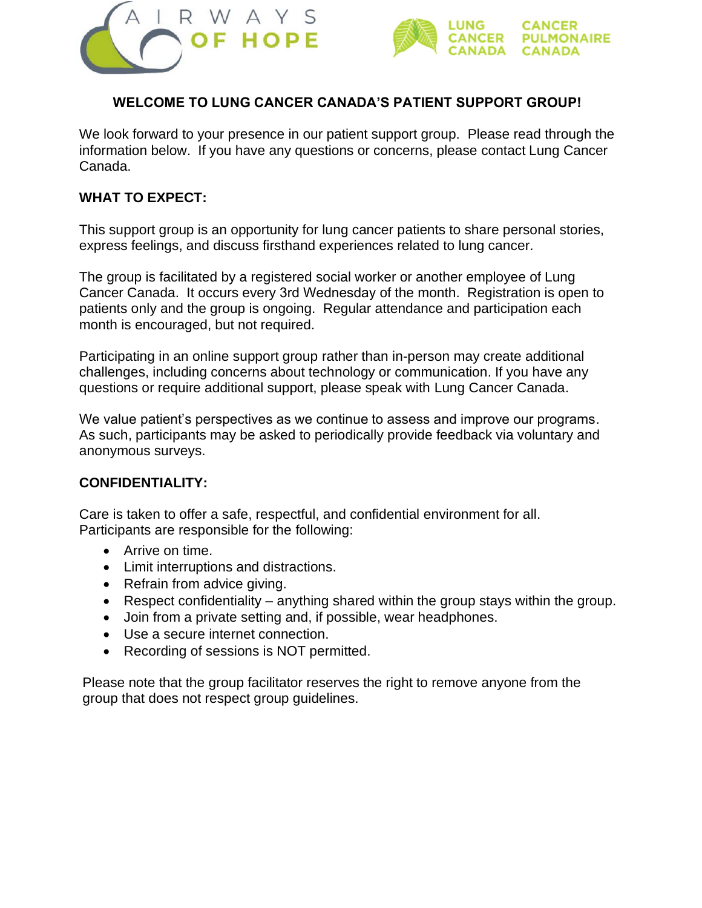AIRWAYS OF HOPE

LUNG CANCER CANADA | CANCER PULMONAIRE CANADA

# WELCOME TO LUNG CANCER CANADA'S PATIENT SUPPORT GROUP!

We look forward to your presence in our patient support group. Please read through the information below. If you have any questions or concerns, please contact Lung Cancer Canada.

## WHAT TO EXPECT:

This support group is an opportunity for lung cancer patients to share personal stories, express feelings, and discuss firsthand experiences related to lung cancer.

The group is facilitated by a registered social worker or another employee of Lung Cancer Canada. It occurs every 3rd Wednesday of the month. Registration is open to patients only and the group is ongoing. Regular attendance and participation each month is encouraged, but not required.

Participating in an online support group rather than in-person may create additional challenges, including concerns about technology or communication. If you have any questions or require additional support, please speak with Lung Cancer Canada.

We value patient's perspectives as we continue to assess and improve our programs. As such, participants may be asked to periodically provide feedback via voluntary and anonymous surveys.

## CONFIDENTIALITY:

Care is taken to offer a safe, respectful, and confidential environment for all. Participants are responsible for the following:

- Arrive on time.
- Limit interruptions and distractions.
- Refrain from advice giving.
- Respect confidentiality – anything shared within the group stays within the group.
- Join from a private setting and, if possible, wear headphones.
- Use a secure internet connection.
- Recording of sessions is NOT permitted.

Please note that the group facilitator reserves the right to remove anyone from the group that does not respect group guidelines.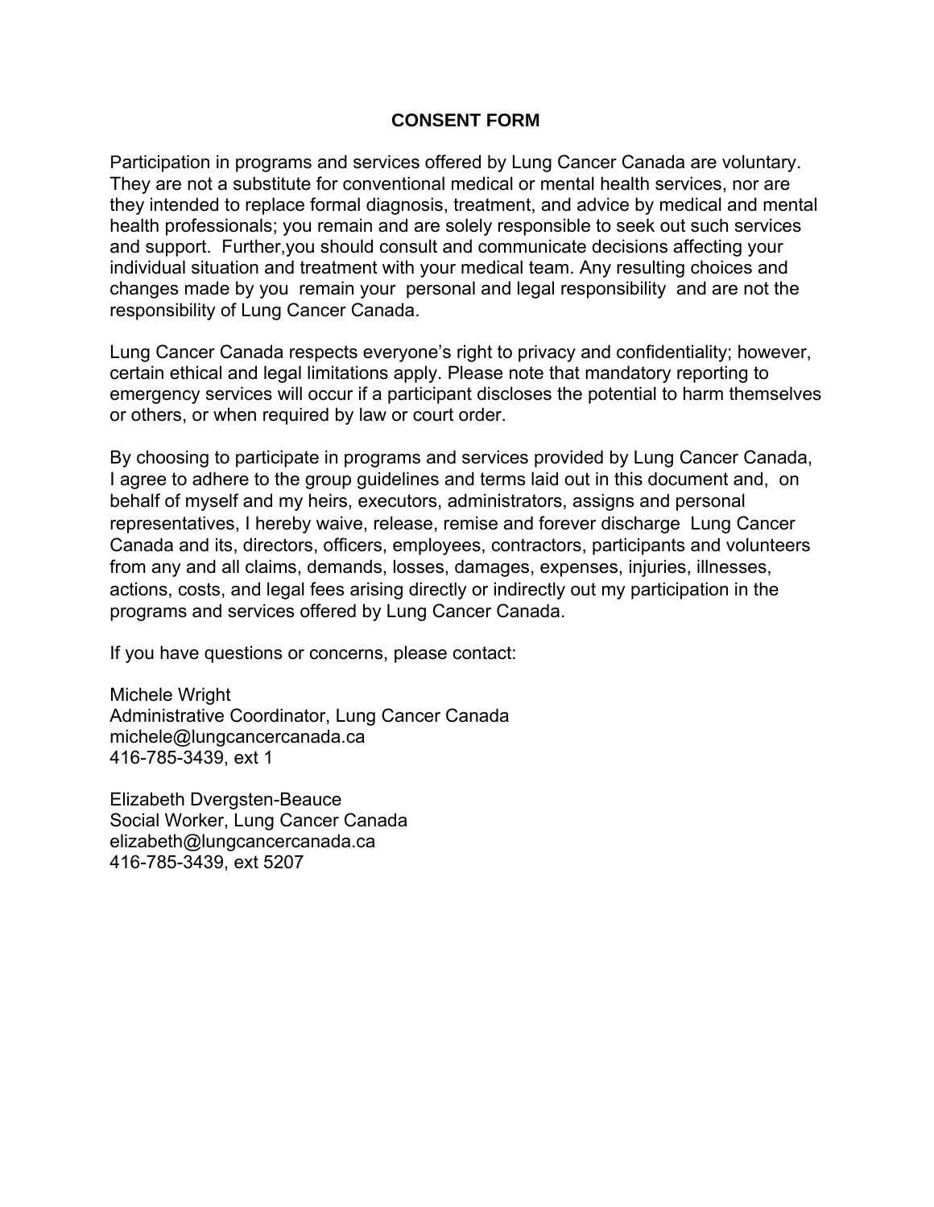**CONSENT FORM**

Participation in programs and services offered by Lung Cancer Canada are voluntary. They are not a substitute for conventional medical or mental health services, nor are they intended to replace formal diagnosis, treatment, and advice by medical and mental health professionals; you remain and are solely responsible to seek out such services and support. Further,you should consult and communicate decisions affecting your individual situation and treatment with your medical team. Any resulting choices and changes made by you remain your personal and legal responsibility and are not the responsibility of Lung Cancer Canada.

Lung Cancer Canada respects everyone's right to privacy and confidentiality; however, certain ethical and legal limitations apply. Please note that mandatory reporting to emergency services will occur if a participant discloses the potential to harm themselves or others, or when required by law or court order.

By choosing to participate in programs and services provided by Lung Cancer Canada, I agree to adhere to the group guidelines and terms laid out in this document and, on behalf of myself and my heirs, executors, administrators, assigns and personal representatives, I hereby waive, release, remise and forever discharge Lung Cancer Canada and its, directors, officers, employees, contractors, participants and volunteers from any and all claims, demands, losses, damages, expenses, injuries, illnesses, actions, costs, and legal fees arising directly or indirectly out my participation in the programs and services offered by Lung Cancer Canada.

If you have questions or concerns, please contact:

Michele Wright
Administrative Coordinator, Lung Cancer Canada
michele@lungcancercanada.ca
416-785-3439, ext 1

Elizabeth Dvergsten-Beauce
Social Worker, Lung Cancer Canada
elizabeth@lungcancercanada.ca
416-785-3439, ext 5207